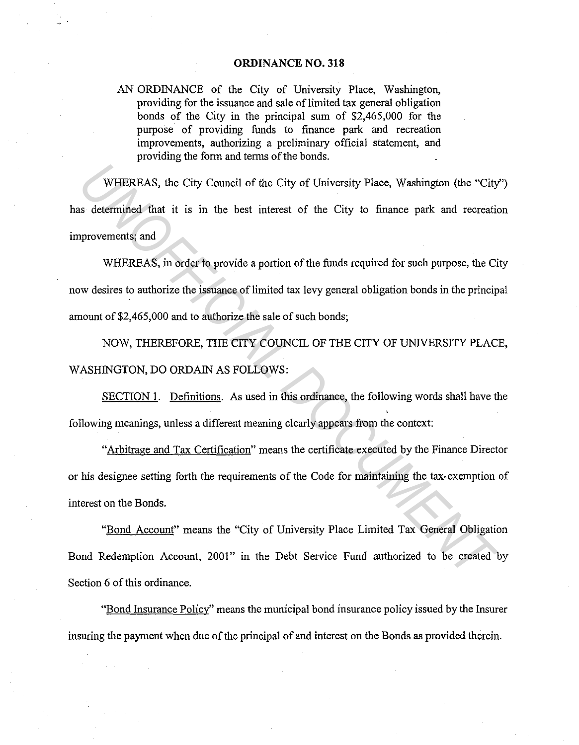# ORDINANCE NO. 318

AN ORDINANCE of the City of University Place, Washington, providing for the issuance and sale of limited tax general obligation bonds of the City in the principal sum of $2,465,000 for the purpose of providing funds to finance park and recreation improvements, authorizing a preliminary official statement, and providing the form and terms of the bonds.

WHEREAS, the City Council of the City of University Place, Washington (the "City") has determined that it is in the best interest of the City to finance park and recreation improvements; and

WHEREAS, in order to provide a portion of the funds required for such purpose, the City now desires to authorize the issuance of limited tax levy general obligation bonds in the principal amount of $2,465,000 and to authorize the sale of such bonds;

NOW, THEREFORE, THE CITY COUNCIL OF THE CITY OF UNIVERSITY PLACE, WASHINGTON, DO ORDAIN AS FOLLOWS:

SECTION 1. Definitions. As used in this ordinance, the following words shall have the following meanings, unless a different meaning clearly appears from the context:

"Arbitrage and Tax Certification" means the certificate executed by the Finance Director or his designee setting forth the requirements of the Code for maintaining the tax-exemption of interest on the Bonds.

"Bond Account" means the "City of University Place Limited Tax General Obligation Bond Redemption Account, 2001" in the Debt Service Fund authorized to be created by Section 6 of this ordinance.

"Bond Insurance Policy" means the municipal bond insurance policy issued by the Insurer insuring the payment when due of the principal of and interest on the Bonds as provided therein.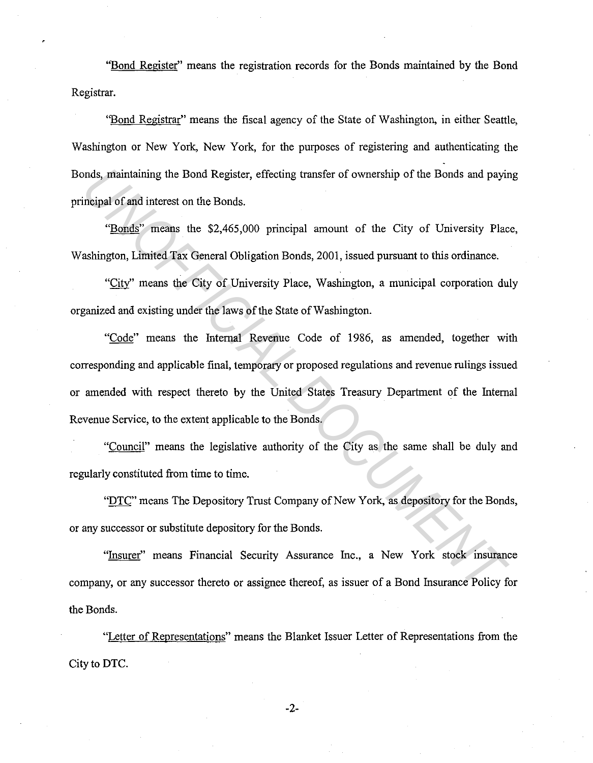"Bond Register" means the registration records for the Bonds maintained by the Bond Registrar.

"Bond Registrar" means the fiscal agency of the State of Washington, in either Seattle, Washington or New York, New York, for the purposes of registering and authenticating the Bonds, maintaining the Bond Register, effecting transfer of ownership of the Bonds and paying principal of and interest on the Bonds.

"Bonds" means the $2,465,000 principal amount of the City of University Place, Washington, Limited Tax General Obligation Bonds, 2001, issued pursuant to this ordinance.

"City" means the City of University Place, Washington, a municipal corporation duly organized and existing under the laws of the State of Washington.

"Code" means the Internal Revenue Code of 1986, as amended, together with corresponding and applicable final, temporary or proposed regulations and revenue rulings issued or amended with respect thereto by the United States Treasury Department of the Internal Revenue Service, to the extent applicable to the Bonds.

"Council" means the legislative authority of the City as the same shall be duly and regularly constituted from time to time.

"DTC" means The Depository Trust Company of New York, as depository for the Bonds, or any successor or substitute depository for the Bonds.

"Insurer" means Financial Security Assurance Inc., a New York stock insurance company, or any successor thereto or assignee thereof, as issuer of a Bond Insurance Policy for the Bonds.

"Letter of Representations" means the Blanket Issuer Letter of Representations from the City to DTC.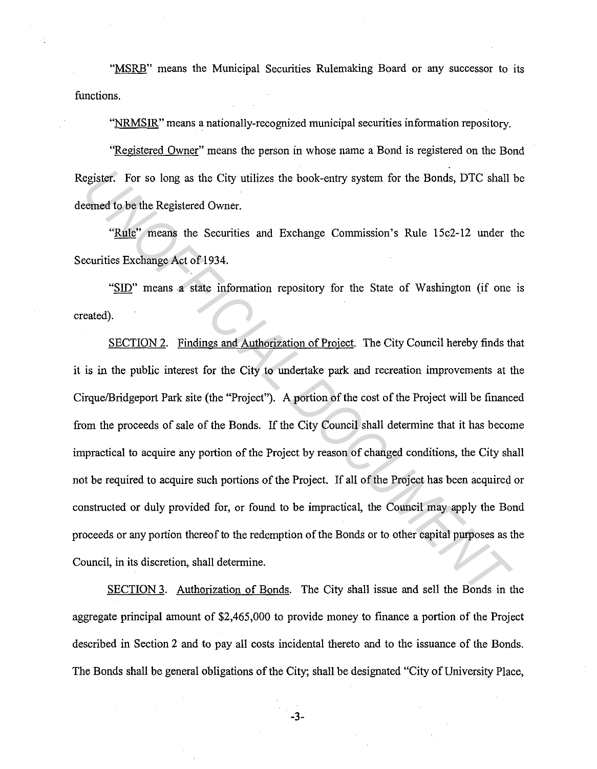"MSRB" means the Municipal Securities Rulemaking Board or any successor to its functions.

"NRMSIR" means a nationally-recognized municipal securities information repository.

"Registered Owner" means the person in whose name a Bond is registered on the Bond Register. For so long as the City utilizes the book-entry system for the Bonds, DTC shall be deemed to be the Registered Owner.

"Rule" means the Securities and Exchange Commission's Rule 15c2-12 under the Securities Exchange Act of 1934.

"SID" means a state information repository for the State of Washington (if one is created).

SECTION 2. Findings and Authorization of Project. The City Council hereby finds that it is in the public interest for the City to undertake park and recreation improvements at the Cirque/Bridgeport Park site (the "Project"). A portion of the cost of the Project will be financed from the proceeds of sale of the Bonds. If the City Council shall determine that it has become impractical to acquire any portion of the Project by reason of changed conditions, the City shall not be required to acquire such portions of the Project. If all of the Project has been acquired or constructed or duly provided for, or found to be impractical, the Council may apply the Bond proceeds or any portion thereof to the redemption of the Bonds or to other capital purposes as the Council, in its discretion, shall determine.

SECTION 3. Authorization of Bonds. The City shall issue and sell the Bonds in the aggregate principal amount of $2,465,000 to provide money to finance a portion of the Project described in Section 2 and to pay all costs incidental thereto and to the issuance of the Bonds. The Bonds shall be general obligations of the City; shall be designated "City of University Place,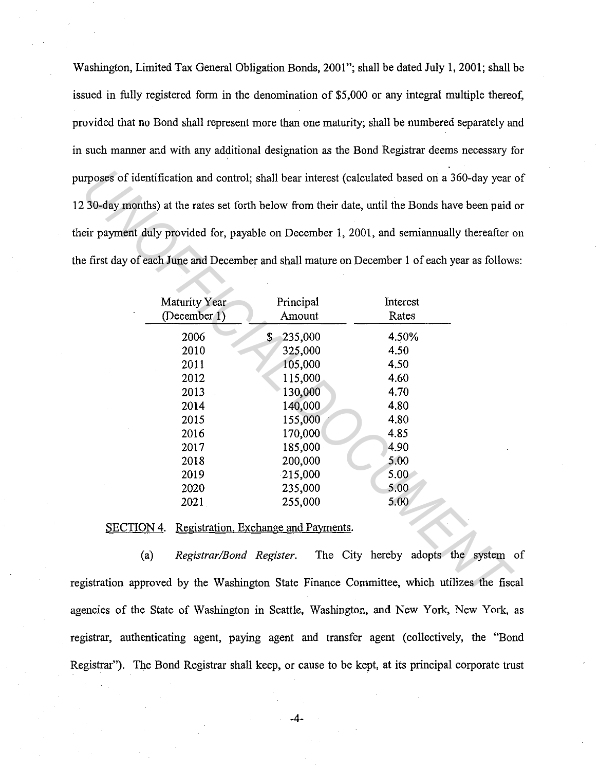Washington, Limited Tax General Obligation Bonds, 2001"; shall be dated July 1, 2001; shall be issued in fully registered form in the denomination of $5,000 or any integral multiple thereof, provided that no Bond shall represent more than one maturity; shall be numbered separately and in such manner and with any additional designation as the Bond Registrar deems necessary for purposes of identification and control; shall bear interest (calculated based on a 360-day year of 12 30-day months) at the rates set forth below from their date, until the Bonds have been paid or their payment duly provided for, payable on December 1, 2001, and semiannually thereafter on the first day of each June and December and shall mature on December 1 of each year as follows:

| Maturity Year (December 1) | Principal Amount | Interest Rates |
|---|---|---|
| 2006 | $ 235,000 | 4.50% |
| 2010 | 325,000 | 4.50 |
| 2011 | 105,000 | 4.50 |
| 2012 | 115,000 | 4.60 |
| 2013 | 130,000 | 4.70 |
| 2014 | 140,000 | 4.80 |
| 2015 | 155,000 | 4.80 |
| 2016 | 170,000 | 4.85 |
| 2017 | 185,000 | 4.90 |
| 2018 | 200,000 | 5.00 |
| 2019 | 215,000 | 5.00 |
| 2020 | 235,000 | 5.00 |
| 2021 | 255,000 | 5.00 |

SECTION 4. Registration, Exchange and Payments.

(a) *Registrar/Bond Register.* The City hereby adopts the system of registration approved by the Washington State Finance Committee, which utilizes the fiscal agencies of the State of Washington in Seattle, Washington, and New York, New York, as registrar, authenticating agent, paying agent and transfer agent (collectively, the "Bond Registrar"). The Bond Registrar shall keep, or cause to be kept, at its principal corporate trust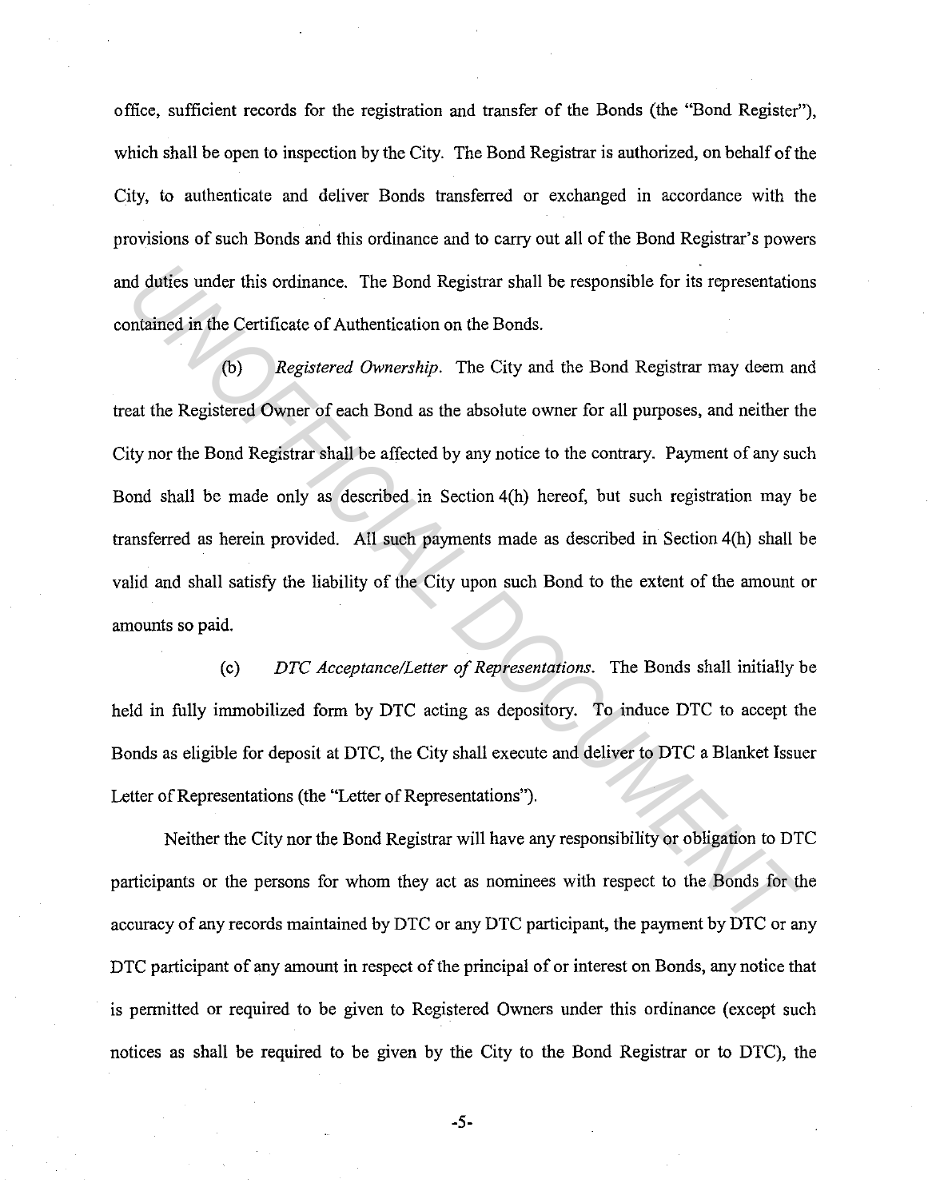office, sufficient records for the registration and transfer of the Bonds (the "Bond Register"), which shall be open to inspection by the City. The Bond Registrar is authorized, on behalf of the City, to authenticate and deliver Bonds transferred or exchanged in accordance with the provisions of such Bonds and this ordinance and to carry out all of the Bond Registrar's powers and duties under this ordinance. The Bond Registrar shall be responsible for its representations contained in the Certificate of Authentication on the Bonds.

(b) *Registered Ownership.* The City and the Bond Registrar may deem and treat the Registered Owner of each Bond as the absolute owner for all purposes, and neither the City nor the Bond Registrar shall be affected by any notice to the contrary. Payment of any such Bond shall be made only as described in Section 4(h) hereof, but such registration may be transferred as herein provided. All such payments made as described in Section 4(h) shall be valid and shall satisfy the liability of the City upon such Bond to the extent of the amount or amounts so paid.

(c) *DTC Acceptance/Letter of Representations.* The Bonds shall initially be held in fully immobilized form by DTC acting as depository. To induce DTC to accept the Bonds as eligible for deposit at DTC, the City shall execute and deliver to DTC a Blanket Issuer Letter of Representations (the "Letter of Representations").

Neither the City nor the Bond Registrar will have any responsibility or obligation to DTC participants or the persons for whom they act as nominees with respect to the Bonds for the accuracy of any records maintained by DTC or any DTC participant, the payment by DTC or any DTC participant of any amount in respect of the principal of or interest on Bonds, any notice that is permitted or required to be given to Registered Owners under this ordinance (except such notices as shall be required to be given by the City to the Bond Registrar or to DTC), the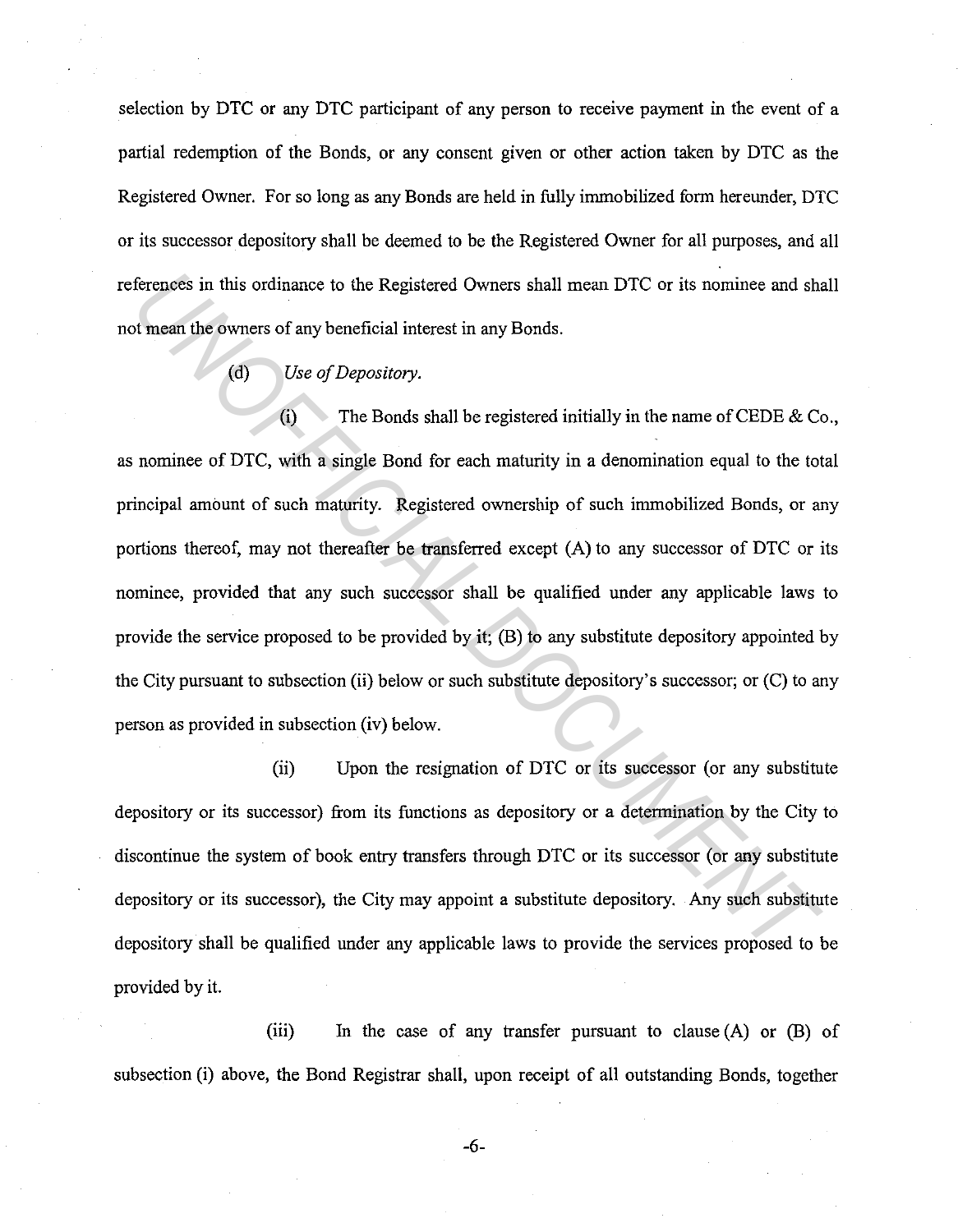selection by DTC or any DTC participant of any person to receive payment in the event of a partial redemption of the Bonds, or any consent given or other action taken by DTC as the Registered Owner. For so long as any Bonds are held in fully immobilized form hereunder, DTC or its successor depository shall be deemed to be the Registered Owner for all purposes, and all references in this ordinance to the Registered Owners shall mean DTC or its nominee and shall not mean the owners of any beneficial interest in any Bonds.

(d) *Use of Depository.*

(i) The Bonds shall be registered initially in the name of CEDE & Co., as nominee of DTC, with a single Bond for each maturity in a denomination equal to the total principal amount of such maturity. Registered ownership of such immobilized Bonds, or any portions thereof, may not thereafter be transferred except (A) to any successor of DTC or its nominee, provided that any such successor shall be qualified under any applicable laws to provide the service proposed to be provided by it; (B) to any substitute depository appointed by the City pursuant to subsection (ii) below or such substitute depository's successor; or (C) to any person as provided in subsection (iv) below.

(ii) Upon the resignation of DTC or its successor (or any substitute depository or its successor) from its functions as depository or a determination by the City to discontinue the system of book entry transfers through DTC or its successor (or any substitute depository or its successor), the City may appoint a substitute depository. Any such substitute depository shall be qualified under any applicable laws to provide the services proposed to be provided by it.

(iii) In the case of any transfer pursuant to clause (A) or (B) of subsection (i) above, the Bond Registrar shall, upon receipt of all outstanding Bonds, together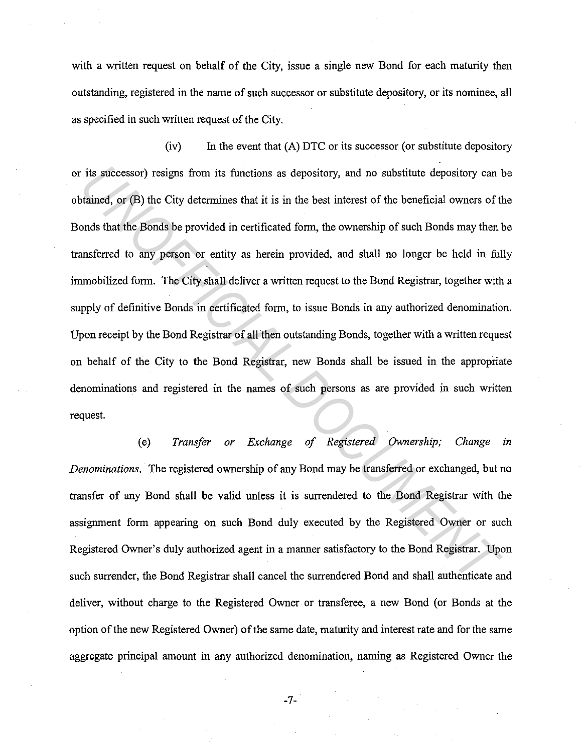with a written request on behalf of the City, issue a single new Bond for each maturity then outstanding, registered in the name of such successor or substitute depository, or its nominee, all as specified in such written request of the City.

(iv) In the event that (A) DTC or its successor (or substitute depository or its successor) resigns from its functions as depository, and no substitute depository can be obtained, or (B) the City determines that it is in the best interest of the beneficial owners of the Bonds that the Bonds be provided in certificated form, the ownership of such Bonds may then be transferred to any person or entity as herein provided, and shall no longer be held in fully immobilized form. The City shall deliver a written request to the Bond Registrar, together with a supply of definitive Bonds in certificated form, to issue Bonds in any authorized denomination. Upon receipt by the Bond Registrar of all then outstanding Bonds, together with a written request on behalf of the City to the Bond Registrar, new Bonds shall be issued in the appropriate denominations and registered in the names of such persons as are provided in such written request.

(e) *Transfer or Exchange of Registered Ownership; Change in Denominations*. The registered ownership of any Bond may be transferred or exchanged, but no transfer of any Bond shall be valid unless it is surrendered to the Bond Registrar with the assignment form appearing on such Bond duly executed by the Registered Owner or such Registered Owner's duly authorized agent in a manner satisfactory to the Bond Registrar. Upon such surrender, the Bond Registrar shall cancel the surrendered Bond and shall authenticate and deliver, without charge to the Registered Owner or transferee, a new Bond (or Bonds at the option of the new Registered Owner) of the same date, maturity and interest rate and for the same aggregate principal amount in any authorized denomination, naming as Registered Owner the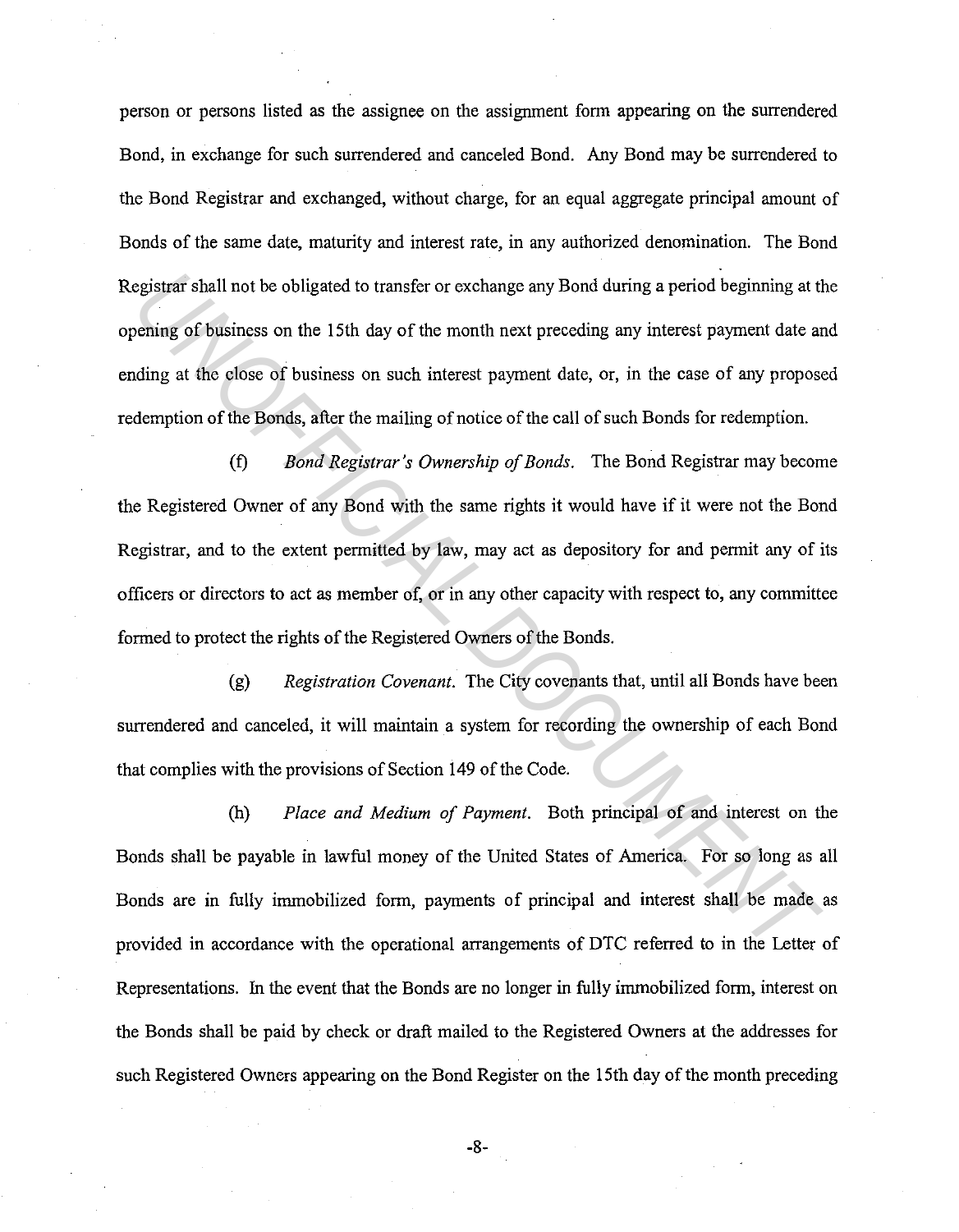person or persons listed as the assignee on the assignment form appearing on the surrendered Bond, in exchange for such surrendered and canceled Bond. Any Bond may be surrendered to the Bond Registrar and exchanged, without charge, for an equal aggregate principal amount of Bonds of the same date, maturity and interest rate, in any authorized denomination. The Bond Registrar shall not be obligated to transfer or exchange any Bond during a period beginning at the opening of business on the 15th day of the month next preceding any interest payment date and ending at the close of business on such interest payment date, or, in the case of any proposed redemption of the Bonds, after the mailing of notice of the call of such Bonds for redemption.

(f) *Bond Registrar's Ownership of Bonds.* The Bond Registrar may become the Registered Owner of any Bond with the same rights it would have if it were not the Bond Registrar, and to the extent permitted by law, may act as depository for and permit any of its officers or directors to act as member of, or in any other capacity with respect to, any committee formed to protect the rights of the Registered Owners of the Bonds.

(g) *Registration Covenant.* The City covenants that, until all Bonds have been surrendered and canceled, it will maintain a system for recording the ownership of each Bond that complies with the provisions of Section 149 of the Code.

(h) *Place and Medium of Payment.* Both principal of and interest on the Bonds shall be payable in lawful money of the United States of America. For so long as all Bonds are in fully immobilized form, payments of principal and interest shall be made as provided in accordance with the operational arrangements of DTC referred to in the Letter of Representations. In the event that the Bonds are no longer in fully immobilized form, interest on the Bonds shall be paid by check or draft mailed to the Registered Owners at the addresses for such Registered Owners appearing on the Bond Register on the 15th day of the month preceding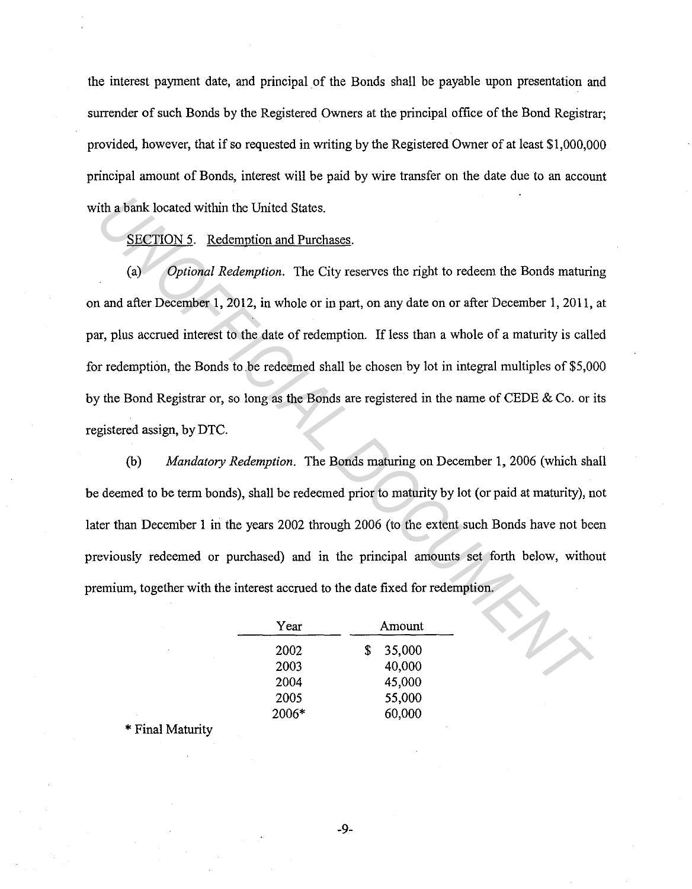the interest payment date, and principal of the Bonds shall be payable upon presentation and surrender of such Bonds by the Registered Owners at the principal office of the Bond Registrar; provided, however, that if so requested in writing by the Registered Owner of at least $1,000,000 principal amount of Bonds, interest will be paid by wire transfer on the date due to an account with a bank located within the United States.

SECTION 5. Redemption and Purchases.

(a) *Optional Redemption.* The City reserves the right to redeem the Bonds maturing on and after December 1, 2012, in whole or in part, on any date on or after December 1, 2011, at par, plus accrued interest to the date of redemption. If less than a whole of a maturity is called for redemption, the Bonds to be redeemed shall be chosen by lot in integral multiples of $5,000 by the Bond Registrar or, so long as the Bonds are registered in the name of CEDE & Co. or its registered assign, by DTC.

(b) *Mandatory Redemption.* The Bonds maturing on December 1, 2006 (which shall be deemed to be term bonds), shall be redeemed prior to maturity by lot (or paid at maturity), not later than December 1 in the years 2002 through 2006 (to the extent such Bonds have not been previously redeemed or purchased) and in the principal amounts set forth below, without premium, together with the interest accrued to the date fixed for redemption.

| Year | Amount |
|---|---|
| 2002 | $ 35,000 |
| 2003 | 40,000 |
| 2004 | 45,000 |
| 2005 | 55,000 |
| 2006* | 60,000 |

\* Final Maturity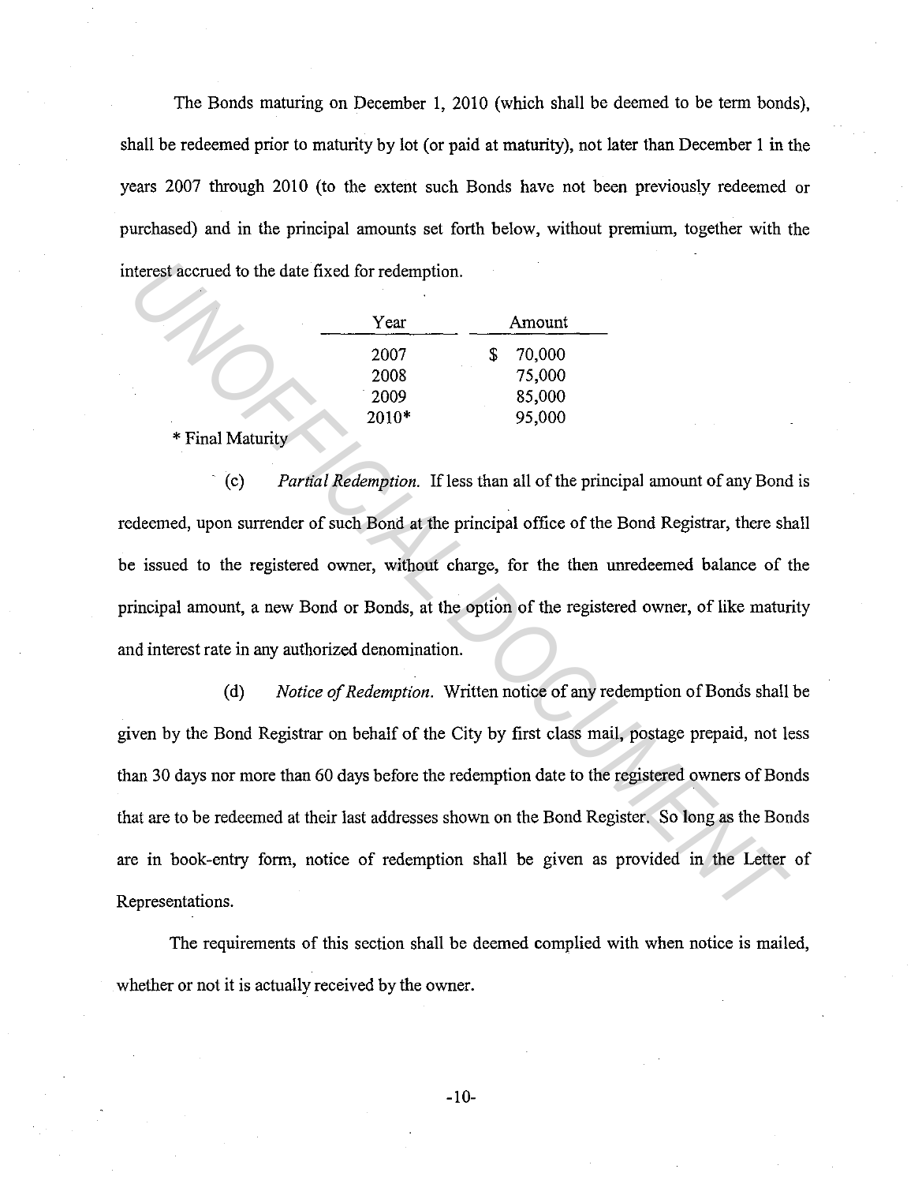The Bonds maturing on December 1, 2010 (which shall be deemed to be term bonds), shall be redeemed prior to maturity by lot (or paid at maturity), not later than December 1 in the years 2007 through 2010 (to the extent such Bonds have not been previously redeemed or purchased) and in the principal amounts set forth below, without premium, together with the interest accrued to the date fixed for redemption.

| Year | Amount |
|---|---|
| 2007 | $ 70,000 |
| 2008 | 75,000 |
| 2009 | 85,000 |
| 2010* | 95,000 |

\* Final Maturity

(c) *Partial Redemption.* If less than all of the principal amount of any Bond is redeemed, upon surrender of such Bond at the principal office of the Bond Registrar, there shall be issued to the registered owner, without charge, for the then unredeemed balance of the principal amount, a new Bond or Bonds, at the option of the registered owner, of like maturity and interest rate in any authorized denomination.

(d) *Notice of Redemption.* Written notice of any redemption of Bonds shall be given by the Bond Registrar on behalf of the City by first class mail, postage prepaid, not less than 30 days nor more than 60 days before the redemption date to the registered owners of Bonds that are to be redeemed at their last addresses shown on the Bond Register. So long as the Bonds are in book-entry form, notice of redemption shall be given as provided in the Letter of Representations.

The requirements of this section shall be deemed complied with when notice is mailed, whether or not it is actually received by the owner.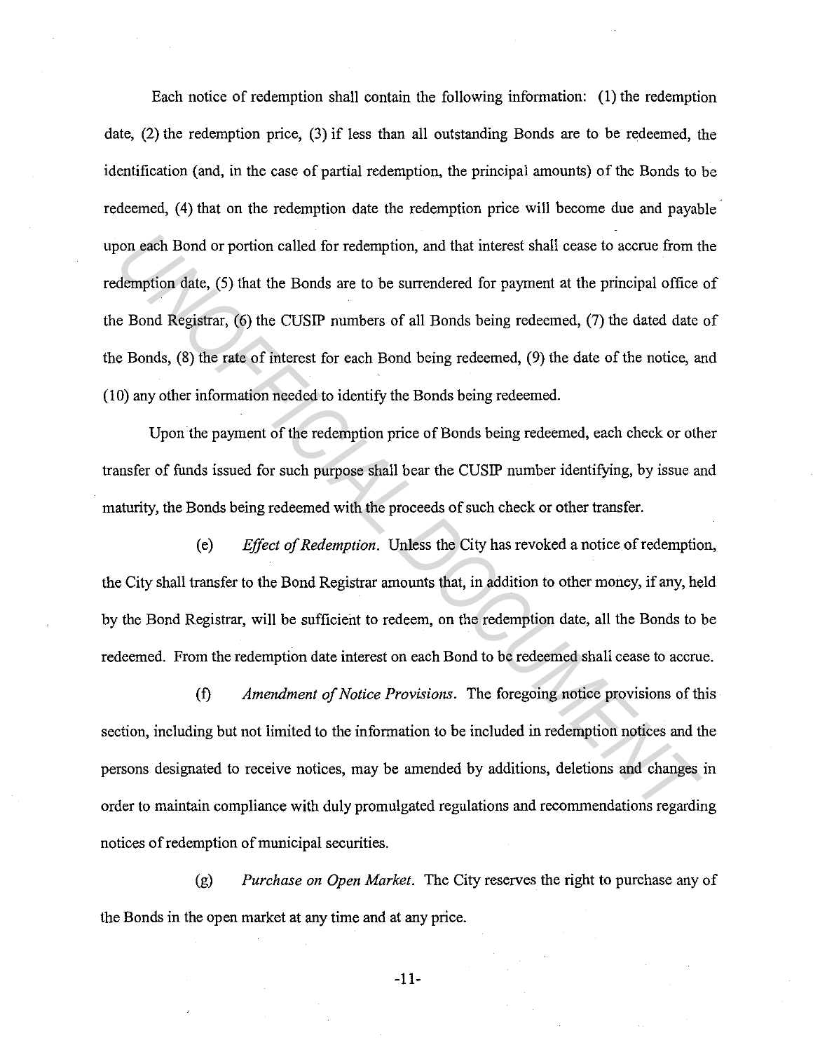Each notice of redemption shall contain the following information: (1) the redemption date, (2) the redemption price, (3) if less than all outstanding Bonds are to be redeemed, the identification (and, in the case of partial redemption, the principal amounts) of the Bonds to be redeemed, (4) that on the redemption date the redemption price will become due and payable upon each Bond or portion called for redemption, and that interest shall cease to accrue from the redemption date, (5) that the Bonds are to be surrendered for payment at the principal office of the Bond Registrar, (6) the CUSIP numbers of all Bonds being redeemed, (7) the dated date of the Bonds, (8) the rate of interest for each Bond being redeemed, (9) the date of the notice, and (10) any other information needed to identify the Bonds being redeemed.

Upon the payment of the redemption price of Bonds being redeemed, each check or other transfer of funds issued for such purpose shall bear the CUSIP number identifying, by issue and maturity, the Bonds being redeemed with the proceeds of such check or other transfer.

(e) *Effect of Redemption*. Unless the City has revoked a notice of redemption, the City shall transfer to the Bond Registrar amounts that, in addition to other money, if any, held by the Bond Registrar, will be sufficient to redeem, on the redemption date, all the Bonds to be redeemed. From the redemption date interest on each Bond to be redeemed shall cease to accrue.

(f) *Amendment of Notice Provisions*. The foregoing notice provisions of this section, including but not limited to the information to be included in redemption notices and the persons designated to receive notices, may be amended by additions, deletions and changes in order to maintain compliance with duly promulgated regulations and recommendations regarding notices of redemption of municipal securities.

(g) *Purchase on Open Market*. The City reserves the right to purchase any of the Bonds in the open market at any time and at any price.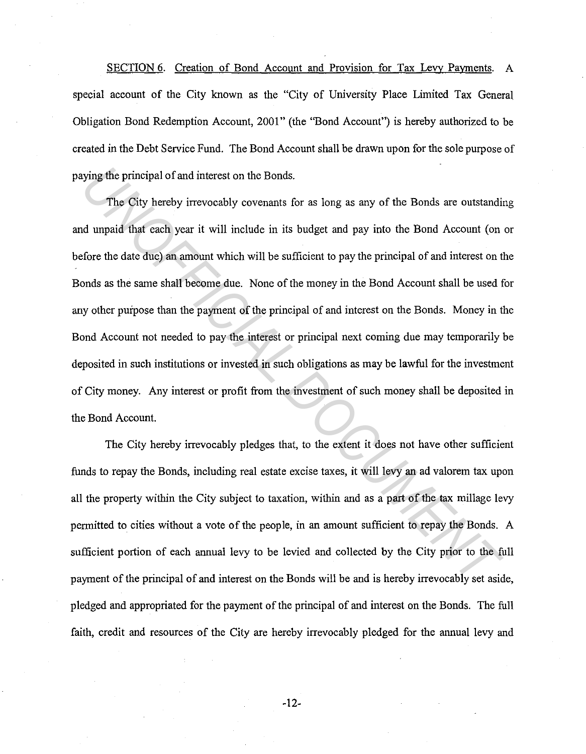SECTION 6. Creation of Bond Account and Provision for Tax Levy Payments. A special account of the City known as the "City of University Place Limited Tax General Obligation Bond Redemption Account, 2001" (the "Bond Account") is hereby authorized to be created in the Debt Service Fund. The Bond Account shall be drawn upon for the sole purpose of paying the principal of and interest on the Bonds.

The City hereby irrevocably covenants for as long as any of the Bonds are outstanding and unpaid that each year it will include in its budget and pay into the Bond Account (on or before the date due) an amount which will be sufficient to pay the principal of and interest on the Bonds as the same shall become due. None of the money in the Bond Account shall be used for any other purpose than the payment of the principal of and interest on the Bonds. Money in the Bond Account not needed to pay the interest or principal next coming due may temporarily be deposited in such institutions or invested in such obligations as may be lawful for the investment of City money. Any interest or profit from the investment of such money shall be deposited in the Bond Account.

The City hereby irrevocably pledges that, to the extent it does not have other sufficient funds to repay the Bonds, including real estate excise taxes, it will levy an ad valorem tax upon all the property within the City subject to taxation, within and as a part of the tax millage levy permitted to cities without a vote of the people, in an amount sufficient to repay the Bonds. A sufficient portion of each annual levy to be levied and collected by the City prior to the full payment of the principal of and interest on the Bonds will be and is hereby irrevocably set aside, pledged and appropriated for the payment of the principal of and interest on the Bonds. The full faith, credit and resources of the City are hereby irrevocably pledged for the annual levy and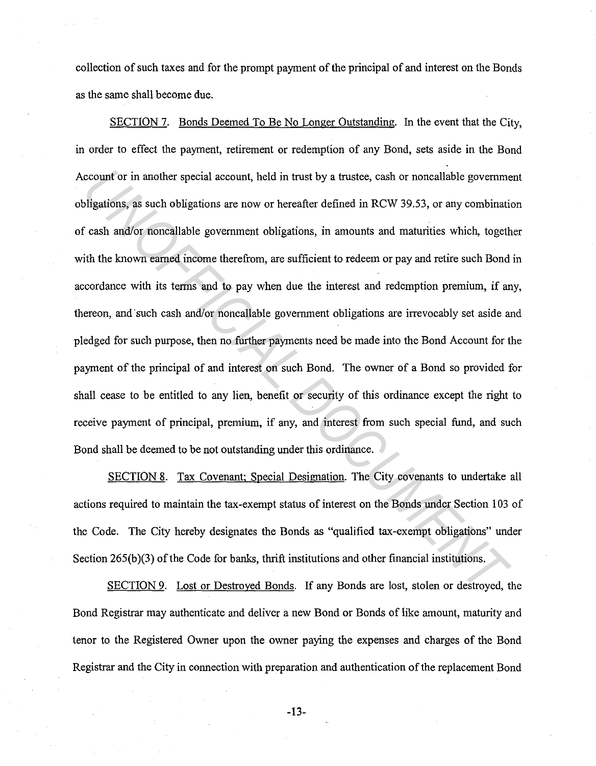collection of such taxes and for the prompt payment of the principal of and interest on the Bonds as the same shall become due.

<u>SECTION 7</u>. <u>Bonds Deemed To Be No Longer Outstanding</u>. In the event that the City, in order to effect the payment, retirement or redemption of any Bond, sets aside in the Bond Account or in another special account, held in trust by a trustee, cash or noncallable government obligations, as such obligations are now or hereafter defined in RCW 39.53, or any combination of cash and/or noncallable government obligations, in amounts and maturities which, together with the known earned income therefrom, are sufficient to redeem or pay and retire such Bond in accordance with its terms and to pay when due the interest and redemption premium, if any, thereon, and such cash and/or noncallable government obligations are irrevocably set aside and pledged for such purpose, then no further payments need be made into the Bond Account for the payment of the principal of and interest on such Bond. The owner of a Bond so provided for shall cease to be entitled to any lien, benefit or security of this ordinance except the right to receive payment of principal, premium, if any, and interest from such special fund, and such Bond shall be deemed to be not outstanding under this ordinance.

<u>SECTION 8</u>. <u>Tax Covenant; Special Designation</u>. The City covenants to undertake all actions required to maintain the tax-exempt status of interest on the Bonds under Section 103 of the Code. The City hereby designates the Bonds as "qualified tax-exempt obligations" under Section 265(b)(3) of the Code for banks, thrift institutions and other financial institutions.

<u>SECTION 9</u>. <u>Lost or Destroyed Bonds</u>. If any Bonds are lost, stolen or destroyed, the Bond Registrar may authenticate and deliver a new Bond or Bonds of like amount, maturity and tenor to the Registered Owner upon the owner paying the expenses and charges of the Bond Registrar and the City in connection with preparation and authentication of the replacement Bond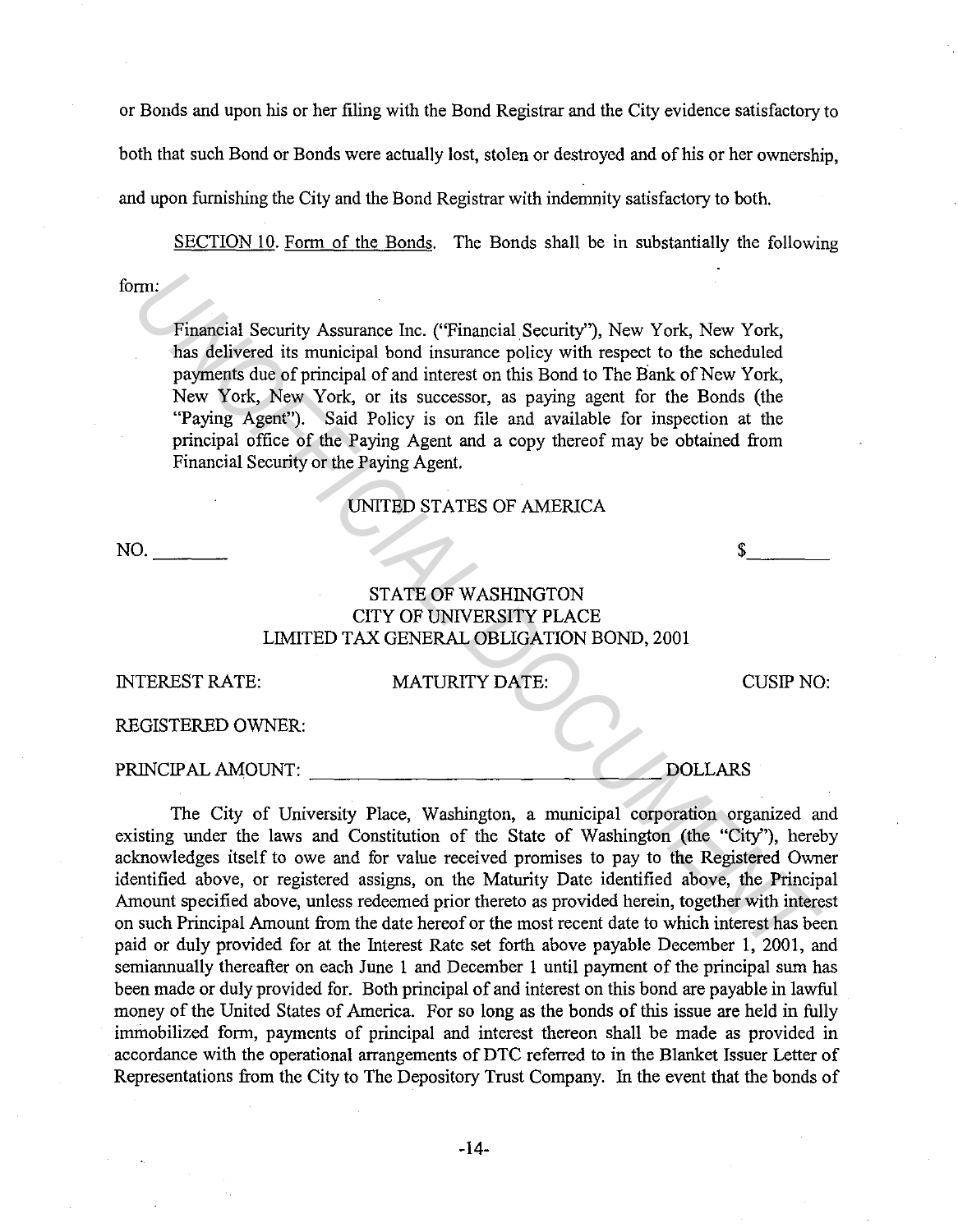or Bonds and upon his or her filing with the Bond Registrar and the City evidence satisfactory to both that such Bond or Bonds were actually lost, stolen or destroyed and of his or her ownership, and upon furnishing the City and the Bond Registrar with indemnity satisfactory to both.

SECTION 10. Form of the Bonds. The Bonds shall be in substantially the following form:

> Financial Security Assurance Inc. ("Financial Security"), New York, New York, has delivered its municipal bond insurance policy with respect to the scheduled payments due of principal of and interest on this Bond to The Bank of New York, New York, New York, or its successor, as paying agent for the Bonds (the "Paying Agent"). Said Policy is on file and available for inspection at the principal office of the Paying Agent and a copy thereof may be obtained from Financial Security or the Paying Agent.

UNITED STATES OF AMERICA

NO. _______ $________

STATE OF WASHINGTON
CITY OF UNIVERSITY PLACE
LIMITED TAX GENERAL OBLIGATION BOND, 2001

INTEREST RATE: MATURITY DATE: CUSIP NO:

REGISTERED OWNER:

PRINCIPAL AMOUNT: ________________________________ DOLLARS

The City of University Place, Washington, a municipal corporation organized and existing under the laws and Constitution of the State of Washington (the "City"), hereby acknowledges itself to owe and for value received promises to pay to the Registered Owner identified above, or registered assigns, on the Maturity Date identified above, the Principal Amount specified above, unless redeemed prior thereto as provided herein, together with interest on such Principal Amount from the date hereof or the most recent date to which interest has been paid or duly provided for at the Interest Rate set forth above payable December 1, 2001, and semiannually thereafter on each June 1 and December 1 until payment of the principal sum has been made or duly provided for. Both principal of and interest on this bond are payable in lawful money of the United States of America. For so long as the bonds of this issue are held in fully immobilized form, payments of principal and interest thereon shall be made as provided in accordance with the operational arrangements of DTC referred to in the Blanket Issuer Letter of Representations from the City to The Depository Trust Company. In the event that the bonds of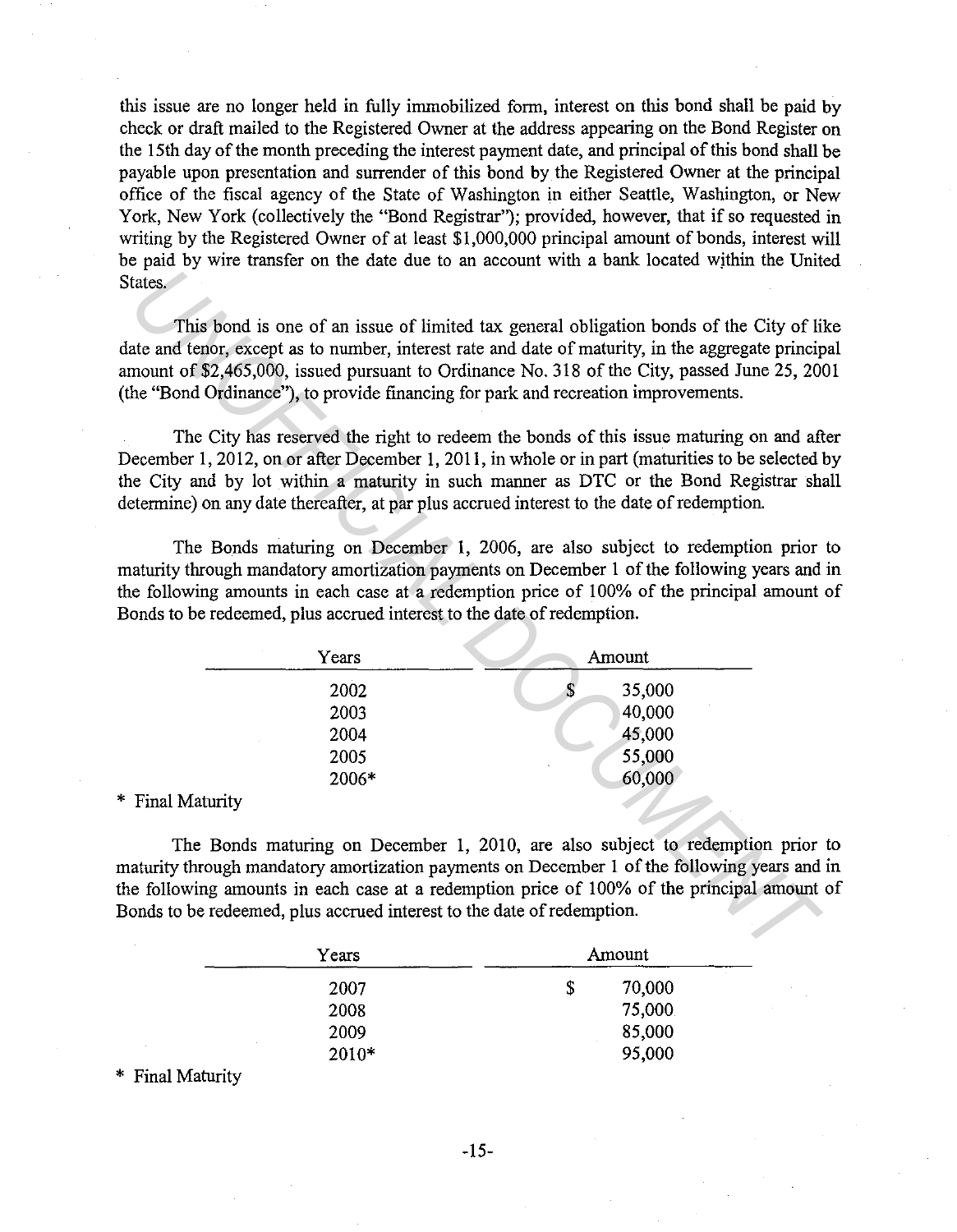this issue are no longer held in fully immobilized form, interest on this bond shall be paid by check or draft mailed to the Registered Owner at the address appearing on the Bond Register on the 15th day of the month preceding the interest payment date, and principal of this bond shall be payable upon presentation and surrender of this bond by the Registered Owner at the principal office of the fiscal agency of the State of Washington in either Seattle, Washington, or New York, New York (collectively the "Bond Registrar"); provided, however, that if so requested in writing by the Registered Owner of at least $1,000,000 principal amount of bonds, interest will be paid by wire transfer on the date due to an account with a bank located within the United States.

This bond is one of an issue of limited tax general obligation bonds of the City of like date and tenor, except as to number, interest rate and date of maturity, in the aggregate principal amount of $2,465,000, issued pursuant to Ordinance No. 318 of the City, passed June 25, 2001 (the "Bond Ordinance"), to provide financing for park and recreation improvements.

The City has reserved the right to redeem the bonds of this issue maturing on and after December 1, 2012, on or after December 1, 2011, in whole or in part (maturities to be selected by the City and by lot within a maturity in such manner as DTC or the Bond Registrar shall determine) on any date thereafter, at par plus accrued interest to the date of redemption.

The Bonds maturing on December 1, 2006, are also subject to redemption prior to maturity through mandatory amortization payments on December 1 of the following years and in the following amounts in each case at a redemption price of 100% of the principal amount of Bonds to be redeemed, plus accrued interest to the date of redemption.

| Years | Amount |
|---|---|
| 2002 | $ 35,000 |
| 2003 | 40,000 |
| 2004 | 45,000 |
| 2005 | 55,000 |
| 2006* | 60,000 |

\* Final Maturity

The Bonds maturing on December 1, 2010, are also subject to redemption prior to maturity through mandatory amortization payments on December 1 of the following years and in the following amounts in each case at a redemption price of 100% of the principal amount of Bonds to be redeemed, plus accrued interest to the date of redemption.

| Years | Amount |
|---|---|
| 2007 | $ 70,000 |
| 2008 | 75,000 |
| 2009 | 85,000 |
| 2010* | 95,000 |

\* Final Maturity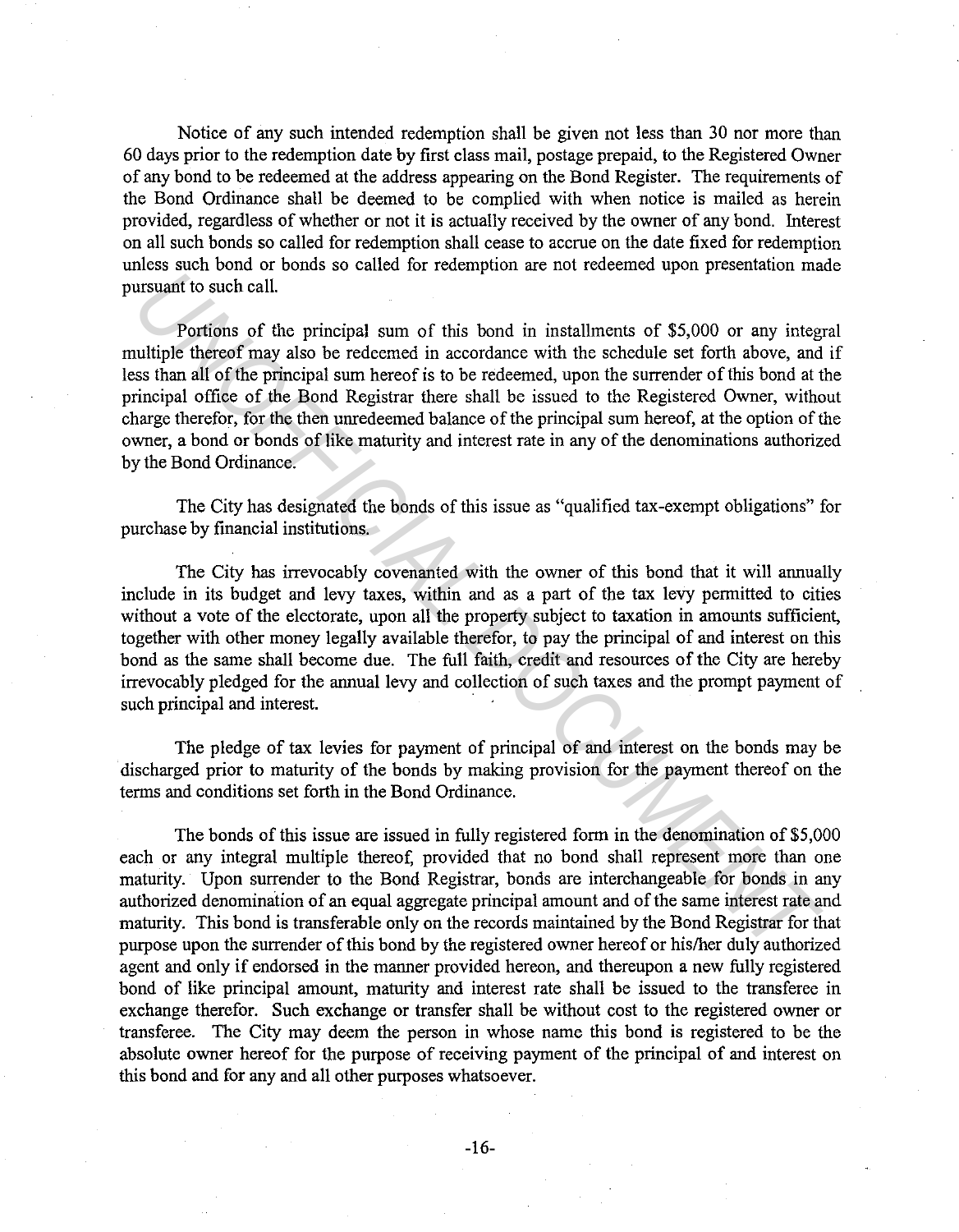Notice of any such intended redemption shall be given not less than 30 nor more than 60 days prior to the redemption date by first class mail, postage prepaid, to the Registered Owner of any bond to be redeemed at the address appearing on the Bond Register. The requirements of the Bond Ordinance shall be deemed to be complied with when notice is mailed as herein provided, regardless of whether or not it is actually received by the owner of any bond. Interest on all such bonds so called for redemption shall cease to accrue on the date fixed for redemption unless such bond or bonds so called for redemption are not redeemed upon presentation made pursuant to such call.

Portions of the principal sum of this bond in installments of $5,000 or any integral multiple thereof may also be redeemed in accordance with the schedule set forth above, and if less than all of the principal sum hereof is to be redeemed, upon the surrender of this bond at the principal office of the Bond Registrar there shall be issued to the Registered Owner, without charge therefor, for the then unredeemed balance of the principal sum hereof, at the option of the owner, a bond or bonds of like maturity and interest rate in any of the denominations authorized by the Bond Ordinance.

The City has designated the bonds of this issue as "qualified tax-exempt obligations" for purchase by financial institutions.

The City has irrevocably covenanted with the owner of this bond that it will annually include in its budget and levy taxes, within and as a part of the tax levy permitted to cities without a vote of the electorate, upon all the property subject to taxation in amounts sufficient, together with other money legally available therefor, to pay the principal of and interest on this bond as the same shall become due. The full faith, credit and resources of the City are hereby irrevocably pledged for the annual levy and collection of such taxes and the prompt payment of such principal and interest.

The pledge of tax levies for payment of principal of and interest on the bonds may be discharged prior to maturity of the bonds by making provision for the payment thereof on the terms and conditions set forth in the Bond Ordinance.

The bonds of this issue are issued in fully registered form in the denomination of $5,000 each or any integral multiple thereof, provided that no bond shall represent more than one maturity. Upon surrender to the Bond Registrar, bonds are interchangeable for bonds in any authorized denomination of an equal aggregate principal amount and of the same interest rate and maturity. This bond is transferable only on the records maintained by the Bond Registrar for that purpose upon the surrender of this bond by the registered owner hereof or his/her duly authorized agent and only if endorsed in the manner provided hereon, and thereupon a new fully registered bond of like principal amount, maturity and interest rate shall be issued to the transferee in exchange therefor. Such exchange or transfer shall be without cost to the registered owner or transferee. The City may deem the person in whose name this bond is registered to be the absolute owner hereof for the purpose of receiving payment of the principal of and interest on this bond and for any and all other purposes whatsoever.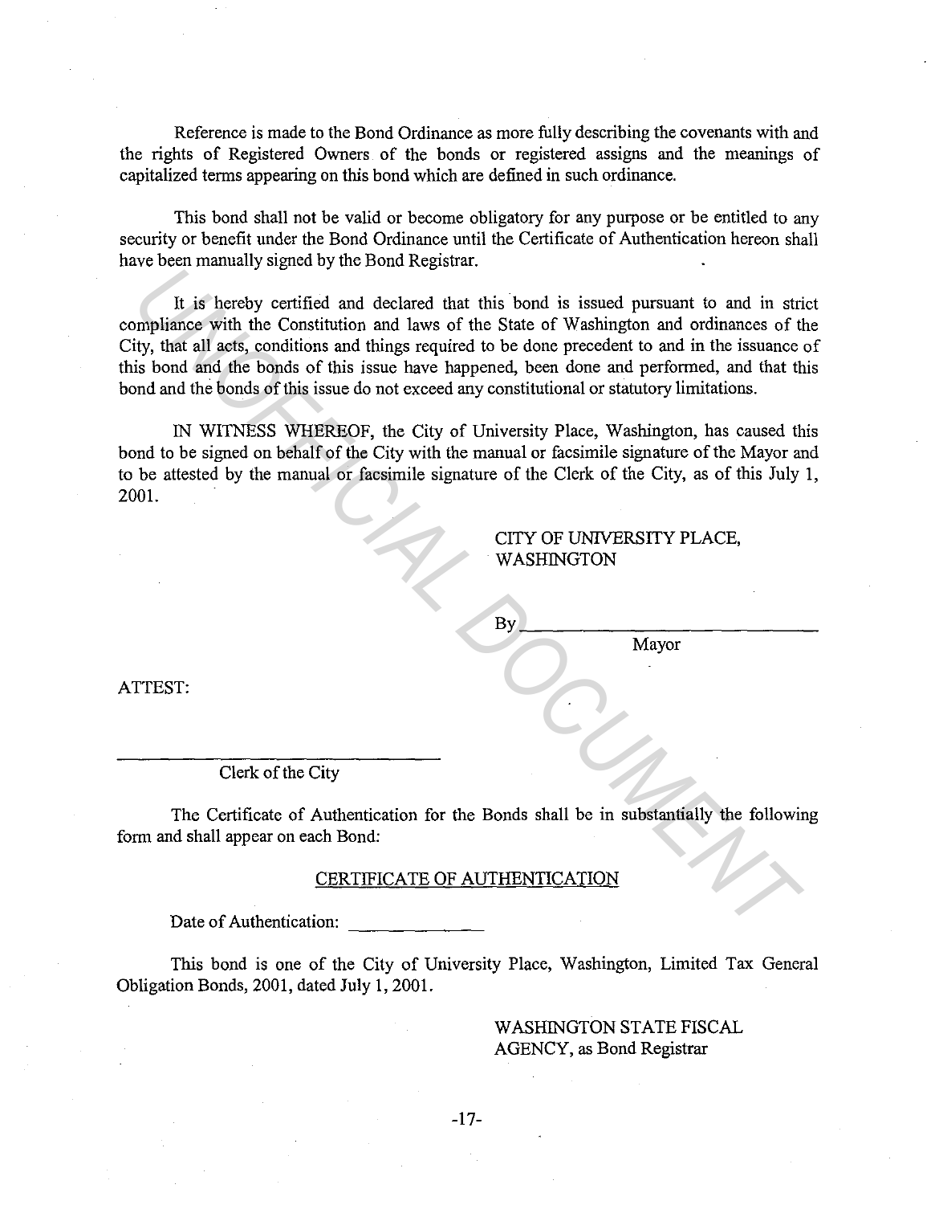Reference is made to the Bond Ordinance as more fully describing the covenants with and the rights of Registered Owners of the bonds or registered assigns and the meanings of capitalized terms appearing on this bond which are defined in such ordinance.

This bond shall not be valid or become obligatory for any purpose or be entitled to any security or benefit under the Bond Ordinance until the Certificate of Authentication hereon shall have been manually signed by the Bond Registrar.

It is hereby certified and declared that this bond is issued pursuant to and in strict compliance with the Constitution and laws of the State of Washington and ordinances of the City, that all acts, conditions and things required to be done precedent to and in the issuance of this bond and the bonds of this issue have happened, been done and performed, and that this bond and the bonds of this issue do not exceed any constitutional or statutory limitations.

IN WITNESS WHEREOF, the City of University Place, Washington, has caused this bond to be signed on behalf of the City with the manual or facsimile signature of the Mayor and to be attested by the manual or facsimile signature of the Clerk of the City, as of this July 1, 2001.

CITY OF UNIVERSITY PLACE, WASHINGTON

By ______________________________
Mayor

ATTEST:

______________________________
Clerk of the City

The Certificate of Authentication for the Bonds shall be in substantially the following form and shall appear on each Bond:

CERTIFICATE OF AUTHENTICATION

Date of Authentication: ______________

This bond is one of the City of University Place, Washington, Limited Tax General Obligation Bonds, 2001, dated July 1, 2001.

WASHINGTON STATE FISCAL AGENCY, as Bond Registrar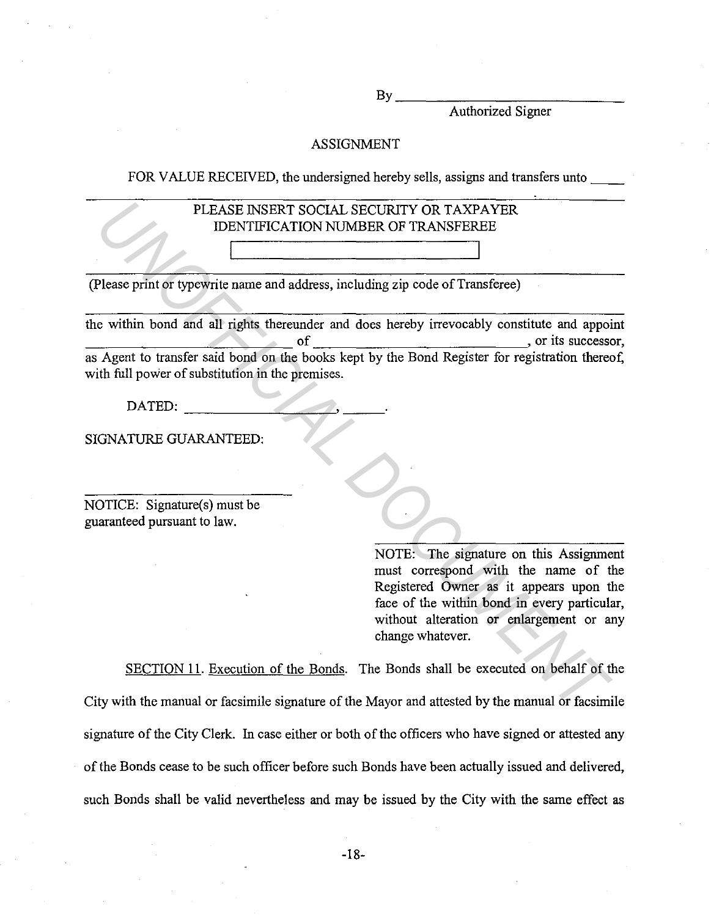By ______________________________
Authorized Signer

## ASSIGNMENT

FOR VALUE RECEIVED, the undersigned hereby sells, assigns and transfers unto _____

______________________________________________________________________

PLEASE INSERT SOCIAL SECURITY OR TAXPAYER IDENTIFICATION NUMBER OF TRANSFEREE

[ ______________________________ ]

______________________________________________________________________

(Please print or typewrite name and address, including zip code of Transferee)

______________________________________________________________________

the within bond and all rights thereunder and does hereby irrevocably constitute and appoint ____________________ of ________________________, or its successor, as Agent to transfer said bond on the books kept by the Bond Register for registration thereof, with full power of substitution in the premises.

DATED: ____________________, ______.

SIGNATURE GUARANTEED:

______________________________

NOTICE: Signature(s) must be guaranteed pursuant to law.

______________________________

NOTE: The signature on this Assignment must correspond with the name of the Registered Owner as it appears upon the face of the within bond in every particular, without alteration or enlargement or any change whatever.

SECTION 11. Execution of the Bonds. The Bonds shall be executed on behalf of the City with the manual or facsimile signature of the Mayor and attested by the manual or facsimile signature of the City Clerk. In case either or both of the officers who have signed or attested any of the Bonds cease to be such officer before such Bonds have been actually issued and delivered, such Bonds shall be valid nevertheless and may be issued by the City with the same effect as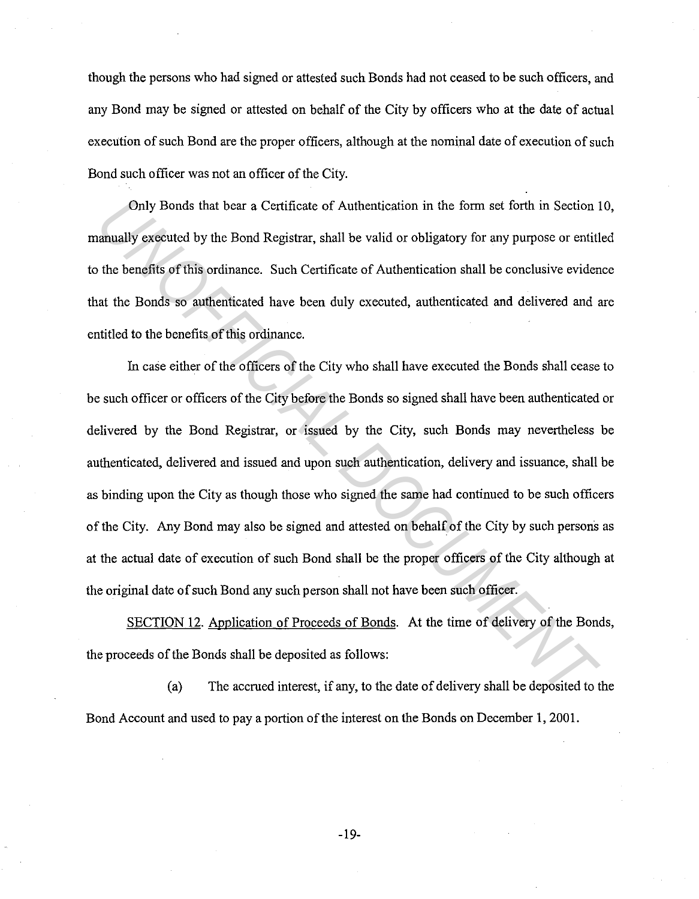though the persons who had signed or attested such Bonds had not ceased to be such officers, and any Bond may be signed or attested on behalf of the City by officers who at the date of actual execution of such Bond are the proper officers, although at the nominal date of execution of such Bond such officer was not an officer of the City.

Only Bonds that bear a Certificate of Authentication in the form set forth in Section 10, manually executed by the Bond Registrar, shall be valid or obligatory for any purpose or entitled to the benefits of this ordinance. Such Certificate of Authentication shall be conclusive evidence that the Bonds so authenticated have been duly executed, authenticated and delivered and are entitled to the benefits of this ordinance.

In case either of the officers of the City who shall have executed the Bonds shall cease to be such officer or officers of the City before the Bonds so signed shall have been authenticated or delivered by the Bond Registrar, or issued by the City, such Bonds may nevertheless be authenticated, delivered and issued and upon such authentication, delivery and issuance, shall be as binding upon the City as though those who signed the same had continued to be such officers of the City. Any Bond may also be signed and attested on behalf of the City by such persons as at the actual date of execution of such Bond shall be the proper officers of the City although at the original date of such Bond any such person shall not have been such officer.

SECTION 12. Application of Proceeds of Bonds. At the time of delivery of the Bonds, the proceeds of the Bonds shall be deposited as follows:

(a) The accrued interest, if any, to the date of delivery shall be deposited to the Bond Account and used to pay a portion of the interest on the Bonds on December 1, 2001.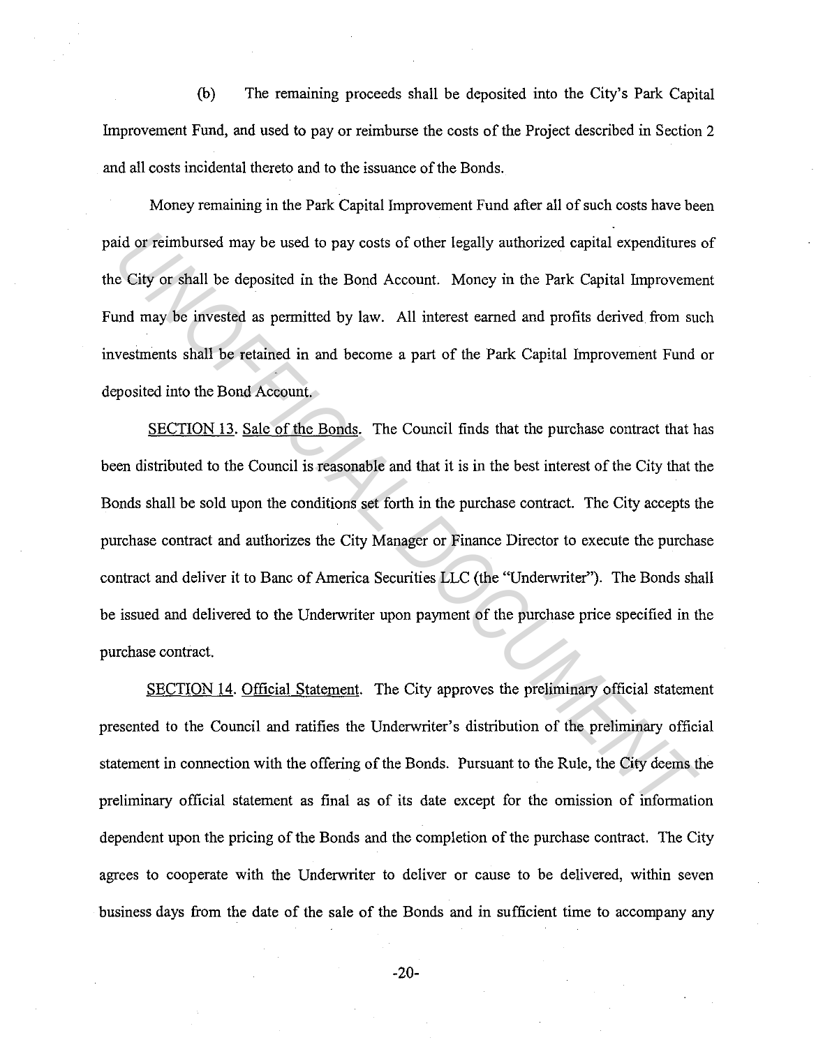(b) The remaining proceeds shall be deposited into the City's Park Capital Improvement Fund, and used to pay or reimburse the costs of the Project described in Section 2 and all costs incidental thereto and to the issuance of the Bonds.

Money remaining in the Park Capital Improvement Fund after all of such costs have been paid or reimbursed may be used to pay costs of other legally authorized capital expenditures of the City or shall be deposited in the Bond Account. Money in the Park Capital Improvement Fund may be invested as permitted by law. All interest earned and profits derived from such investments shall be retained in and become a part of the Park Capital Improvement Fund or deposited into the Bond Account.

SECTION 13. Sale of the Bonds. The Council finds that the purchase contract that has been distributed to the Council is reasonable and that it is in the best interest of the City that the Bonds shall be sold upon the conditions set forth in the purchase contract. The City accepts the purchase contract and authorizes the City Manager or Finance Director to execute the purchase contract and deliver it to Banc of America Securities LLC (the "Underwriter"). The Bonds shall be issued and delivered to the Underwriter upon payment of the purchase price specified in the purchase contract.

SECTION 14. Official Statement. The City approves the preliminary official statement presented to the Council and ratifies the Underwriter's distribution of the preliminary official statement in connection with the offering of the Bonds. Pursuant to the Rule, the City deems the preliminary official statement as final as of its date except for the omission of information dependent upon the pricing of the Bonds and the completion of the purchase contract. The City agrees to cooperate with the Underwriter to deliver or cause to be delivered, within seven business days from the date of the sale of the Bonds and in sufficient time to accompany any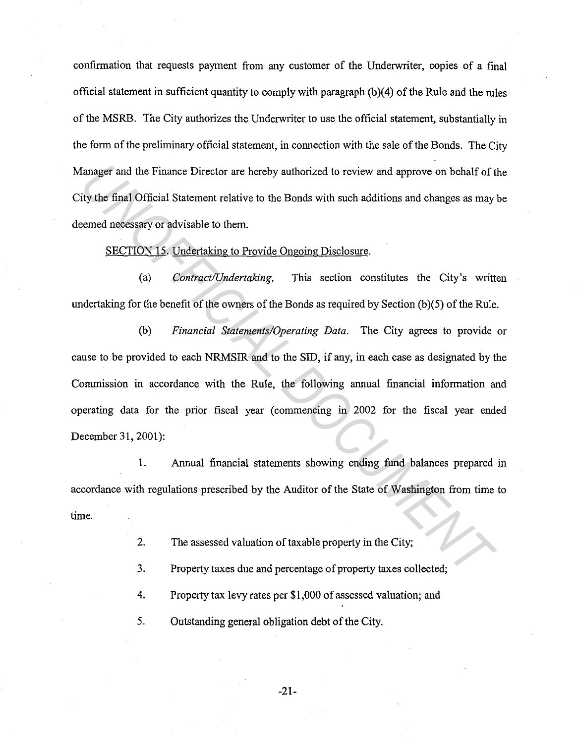confirmation that requests payment from any customer of the Underwriter, copies of a final official statement in sufficient quantity to comply with paragraph (b)(4) of the Rule and the rules of the MSRB. The City authorizes the Underwriter to use the official statement, substantially in the form of the preliminary official statement, in connection with the sale of the Bonds. The City Manager and the Finance Director are hereby authorized to review and approve on behalf of the City the final Official Statement relative to the Bonds with such additions and changes as may be deemed necessary or advisable to them.

SECTION 15. Undertaking to Provide Ongoing Disclosure.

(a) *Contract/Undertaking*. This section constitutes the City's written undertaking for the benefit of the owners of the Bonds as required by Section (b)(5) of the Rule.

(b) *Financial Statements/Operating Data*. The City agrees to provide or cause to be provided to each NRMSIR and to the SID, if any, in each case as designated by the Commission in accordance with the Rule, the following annual financial information and operating data for the prior fiscal year (commencing in 2002 for the fiscal year ended December 31, 2001):

1. Annual financial statements showing ending fund balances prepared in accordance with regulations prescribed by the Auditor of the State of Washington from time to time.

2. The assessed valuation of taxable property in the City;

3. Property taxes due and percentage of property taxes collected;

4. Property tax levy rates per $1,000 of assessed valuation; and

5. Outstanding general obligation debt of the City.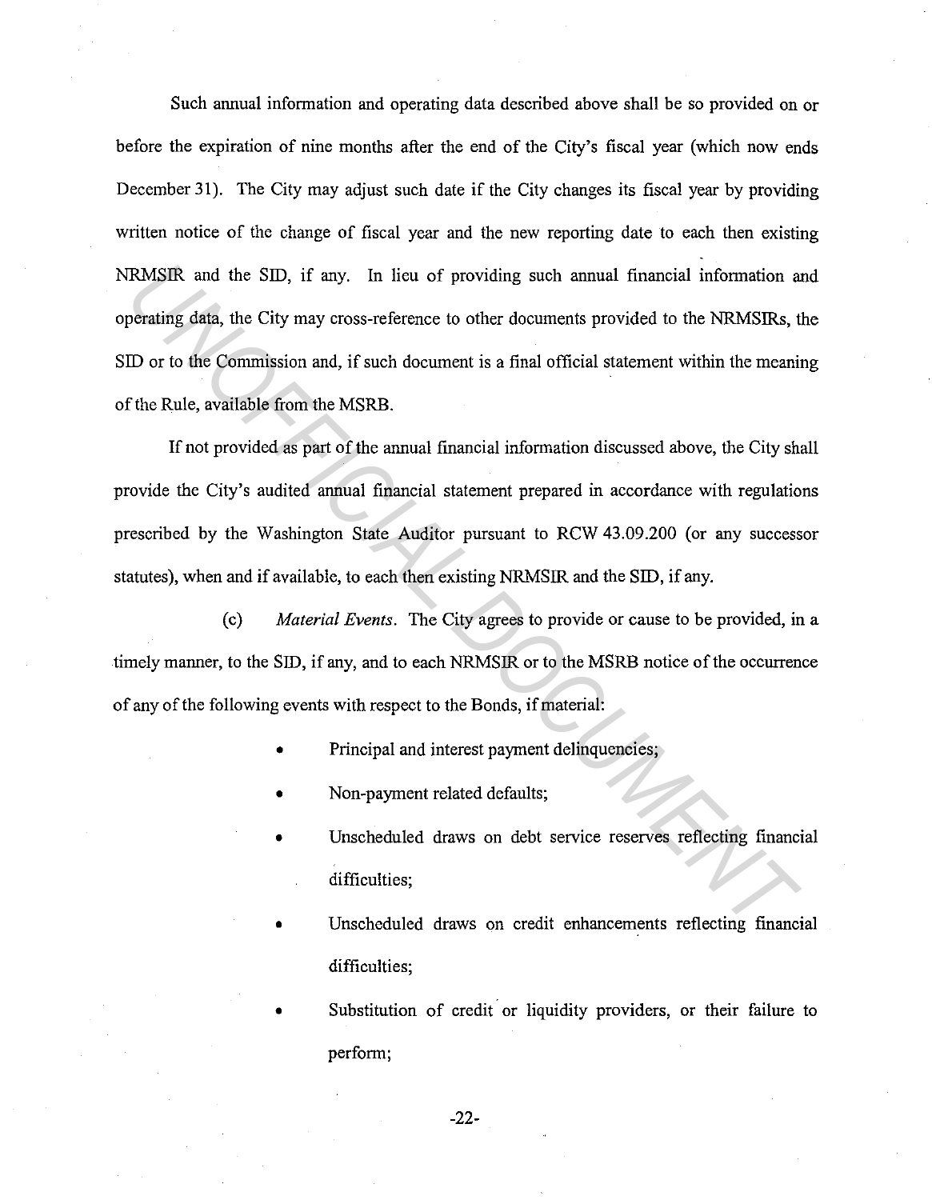Such annual information and operating data described above shall be so provided on or before the expiration of nine months after the end of the City's fiscal year (which now ends December 31). The City may adjust such date if the City changes its fiscal year by providing written notice of the change of fiscal year and the new reporting date to each then existing NRMSIR and the SID, if any. In lieu of providing such annual financial information and operating data, the City may cross-reference to other documents provided to the NRMSIRs, the SID or to the Commission and, if such document is a final official statement within the meaning of the Rule, available from the MSRB.

If not provided as part of the annual financial information discussed above, the City shall provide the City's audited annual financial statement prepared in accordance with regulations prescribed by the Washington State Auditor pursuant to RCW 43.09.200 (or any successor statutes), when and if available, to each then existing NRMSIR and the SID, if any.

(c) *Material Events*. The City agrees to provide or cause to be provided, in a timely manner, to the SID, if any, and to each NRMSIR or to the MSRB notice of the occurrence of any of the following events with respect to the Bonds, if material:

- Principal and interest payment delinquencies;
- Non-payment related defaults;
- Unscheduled draws on debt service reserves reflecting financial difficulties;
- Unscheduled draws on credit enhancements reflecting financial difficulties;
- Substitution of credit or liquidity providers, or their failure to perform;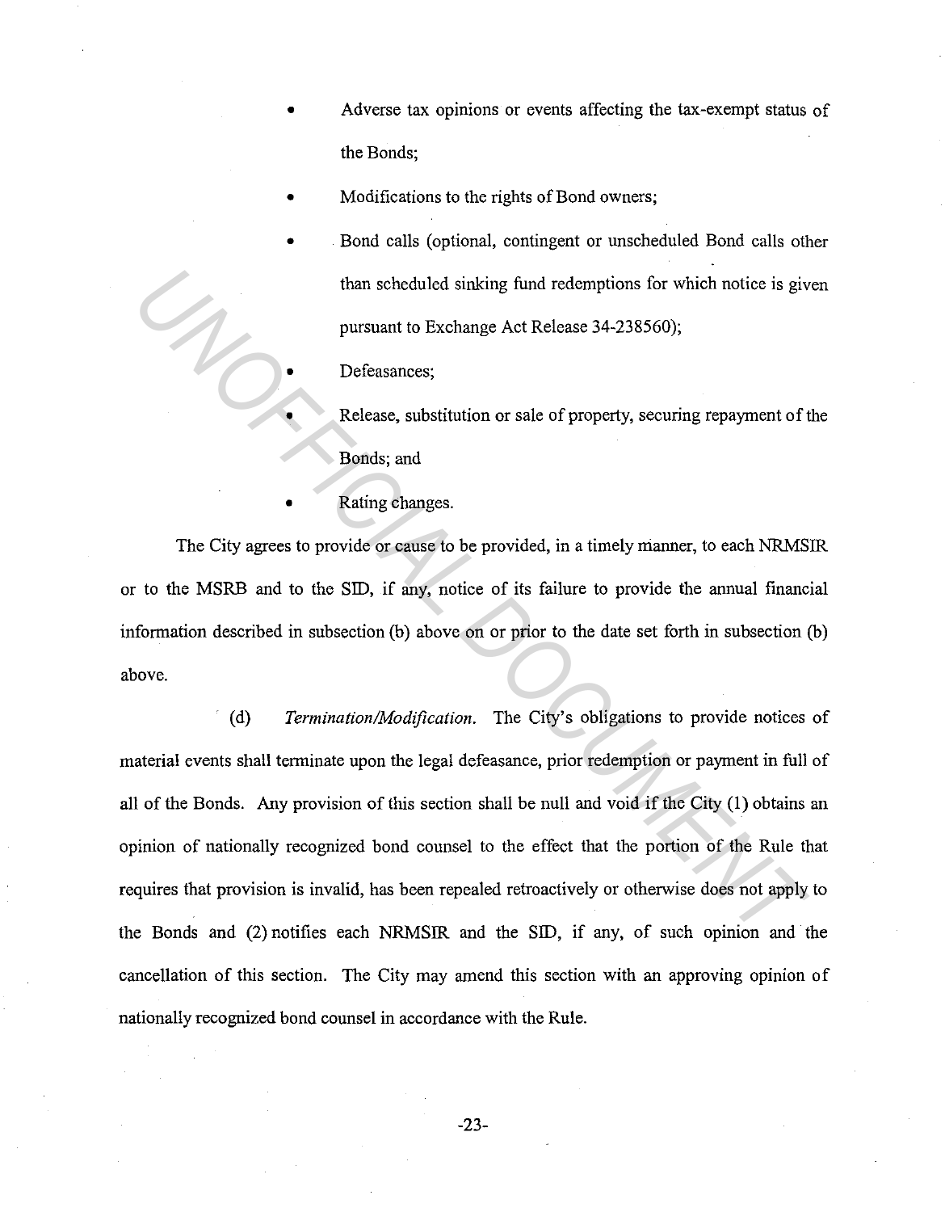- Adverse tax opinions or events affecting the tax-exempt status of the Bonds;
- Modifications to the rights of Bond owners;
- Bond calls (optional, contingent or unscheduled Bond calls other than scheduled sinking fund redemptions for which notice is given pursuant to Exchange Act Release 34-238560);
- Defeasances;
- Release, substitution or sale of property, securing repayment of the Bonds; and
- Rating changes.

The City agrees to provide or cause to be provided, in a timely manner, to each NRMSIR or to the MSRB and to the SID, if any, notice of its failure to provide the annual financial information described in subsection (b) above on or prior to the date set forth in subsection (b) above.

(d) *Termination/Modification.* The City's obligations to provide notices of material events shall terminate upon the legal defeasance, prior redemption or payment in full of all of the Bonds. Any provision of this section shall be null and void if the City (1) obtains an opinion of nationally recognized bond counsel to the effect that the portion of the Rule that requires that provision is invalid, has been repealed retroactively or otherwise does not apply to the Bonds and (2) notifies each NRMSIR and the SID, if any, of such opinion and the cancellation of this section. The City may amend this section with an approving opinion of nationally recognized bond counsel in accordance with the Rule.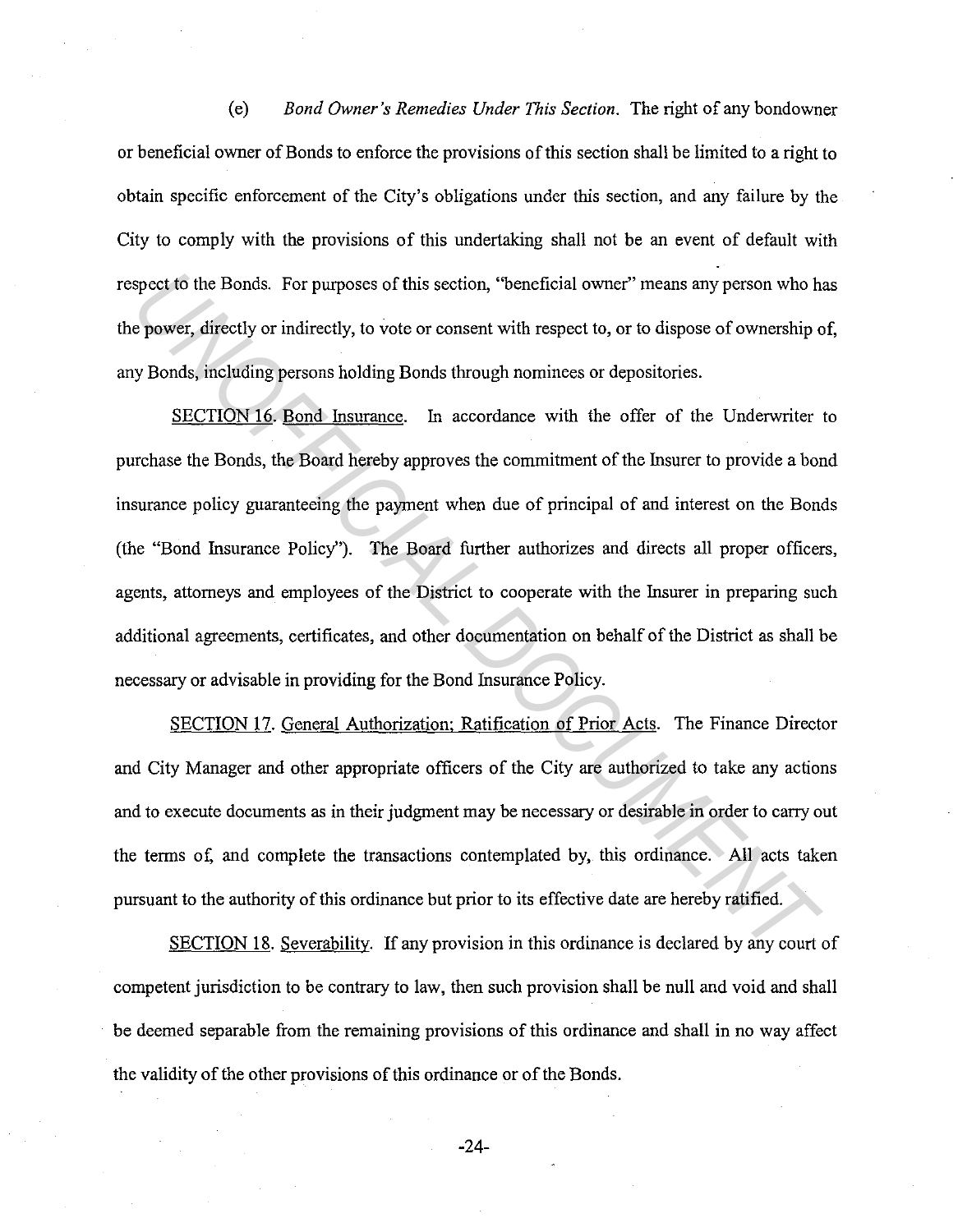(e) *Bond Owner's Remedies Under This Section*. The right of any bondowner or beneficial owner of Bonds to enforce the provisions of this section shall be limited to a right to obtain specific enforcement of the City's obligations under this section, and any failure by the City to comply with the provisions of this undertaking shall not be an event of default with respect to the Bonds. For purposes of this section, "beneficial owner" means any person who has the power, directly or indirectly, to vote or consent with respect to, or to dispose of ownership of, any Bonds, including persons holding Bonds through nominees or depositories.

SECTION 16. Bond Insurance. In accordance with the offer of the Underwriter to purchase the Bonds, the Board hereby approves the commitment of the Insurer to provide a bond insurance policy guaranteeing the payment when due of principal of and interest on the Bonds (the "Bond Insurance Policy"). The Board further authorizes and directs all proper officers, agents, attorneys and employees of the District to cooperate with the Insurer in preparing such additional agreements, certificates, and other documentation on behalf of the District as shall be necessary or advisable in providing for the Bond Insurance Policy.

SECTION 17. General Authorization; Ratification of Prior Acts. The Finance Director and City Manager and other appropriate officers of the City are authorized to take any actions and to execute documents as in their judgment may be necessary or desirable in order to carry out the terms of, and complete the transactions contemplated by, this ordinance. All acts taken pursuant to the authority of this ordinance but prior to its effective date are hereby ratified.

SECTION 18. Severability. If any provision in this ordinance is declared by any court of competent jurisdiction to be contrary to law, then such provision shall be null and void and shall be deemed separable from the remaining provisions of this ordinance and shall in no way affect the validity of the other provisions of this ordinance or of the Bonds.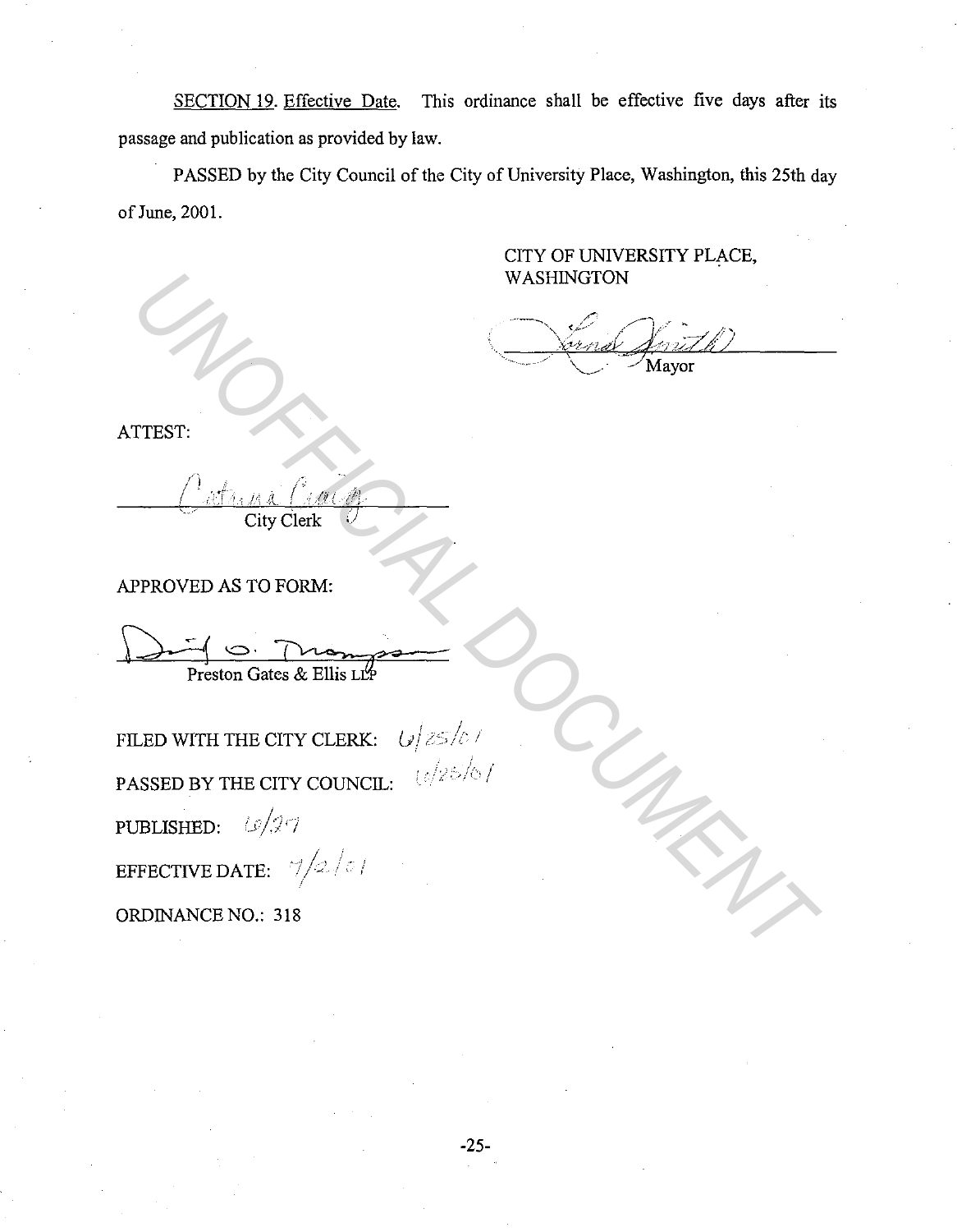<u>SECTION 19</u>. <u>Effective Date</u>. This ordinance shall be effective five days after its passage and publication as provided by law.

PASSED by the City Council of the City of University Place, Washington, this 25th day of June, 2001.

CITY OF UNIVERSITY PLACE, WASHINGTON

Lorna Smith
Mayor

ATTEST:

Catrina Craig
City Clerk

APPROVED AS TO FORM:

David O. Thompson
Preston Gates & Ellis LLP

FILED WITH THE CITY CLERK: 6/25/01

PASSED BY THE CITY COUNCIL: 6/25/01

PUBLISHED: 6/27

EFFECTIVE DATE: 7/2/01

ORDINANCE NO.: 318

UNOFFICIAL DOCUMENT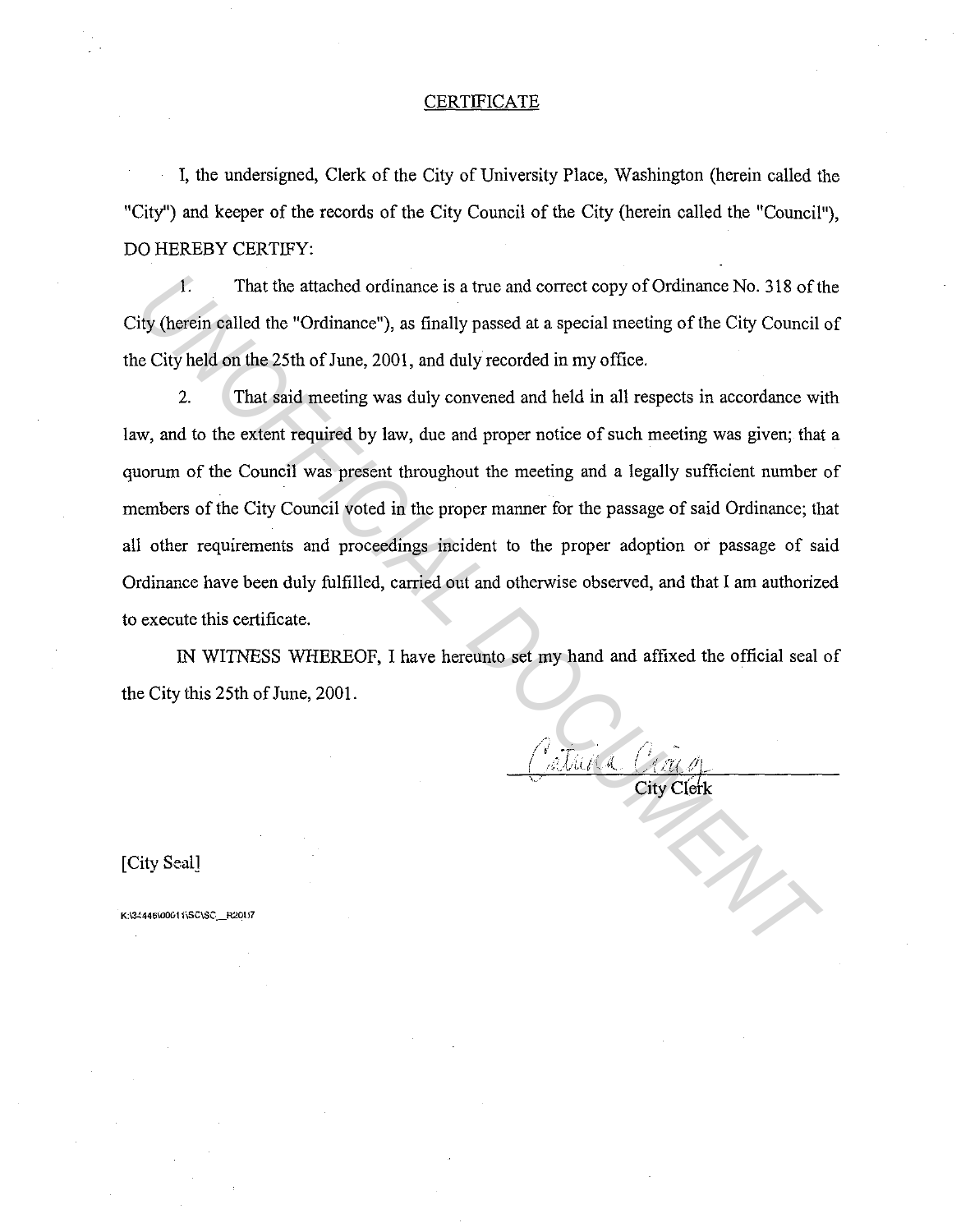# CERTIFICATE

I, the undersigned, Clerk of the City of University Place, Washington (herein called the "City") and keeper of the records of the City Council of the City (herein called the "Council"), DO HEREBY CERTIFY:

1. That the attached ordinance is a true and correct copy of Ordinance No. 318 of the City (herein called the "Ordinance"), as finally passed at a special meeting of the City Council of the City held on the 25th of June, 2001, and duly recorded in my office.

2. That said meeting was duly convened and held in all respects in accordance with law, and to the extent required by law, due and proper notice of such meeting was given; that a quorum of the Council was present throughout the meeting and a legally sufficient number of members of the City Council voted in the proper manner for the passage of said Ordinance; that all other requirements and proceedings incident to the proper adoption or passage of said Ordinance have been duly fulfilled, carried out and otherwise observed, and that I am authorized to execute this certificate.

IN WITNESS WHEREOF, I have hereunto set my hand and affixed the official seal of the City this 25th of June, 2001.

Catrina Craig

City Clerk

[City Seal]

K:\34446\00011\SC\SC__R2017

UNOFFICIAL DOCUMENT